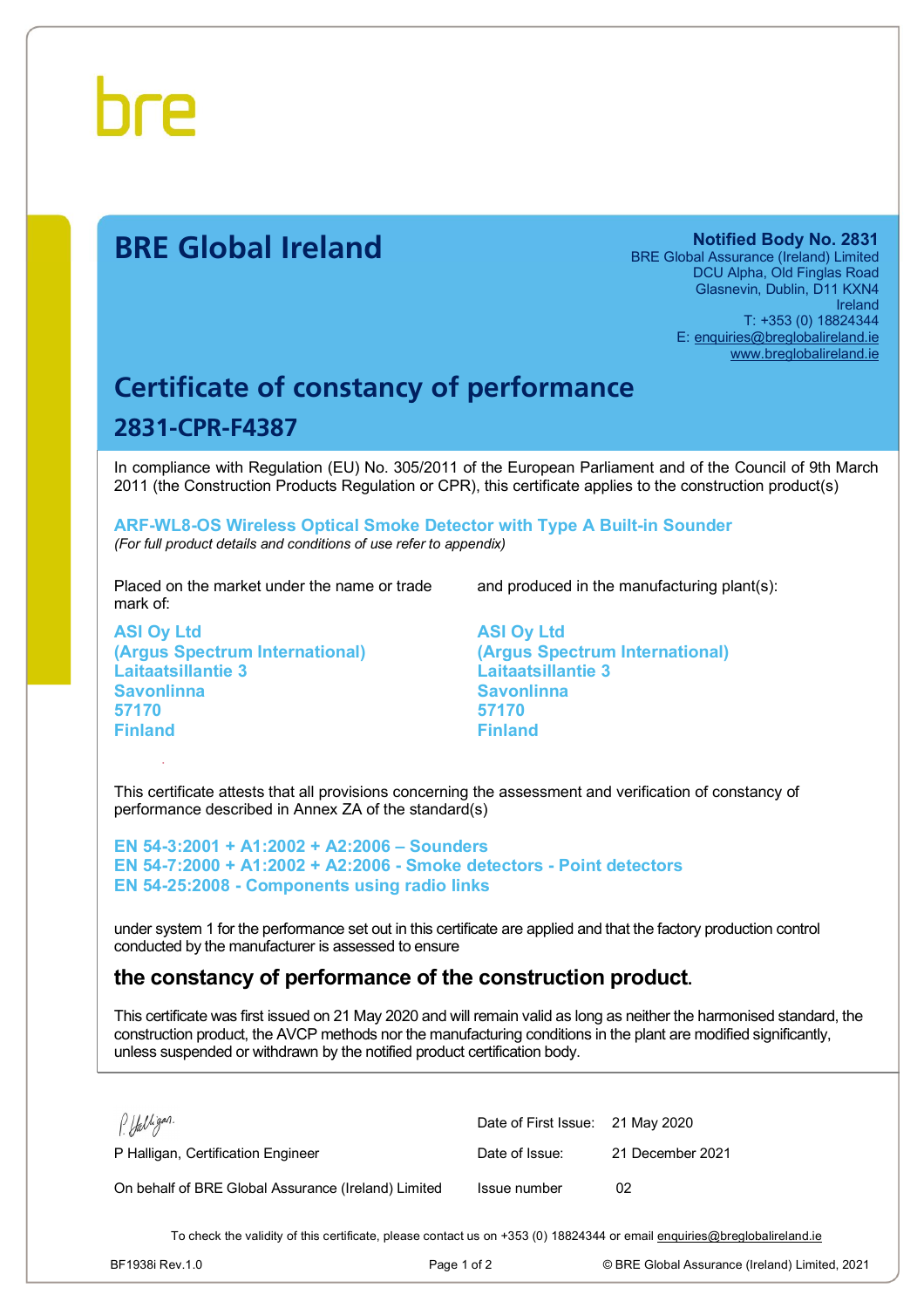bre

# BRE Global Ireland

**Notified Body No. 2831**
BRE Global Assurance (Ireland) Limited
DCU Alpha, Old Finglas Road
Glasnevin, Dublin, D11 KXN4
Ireland
T: +353 (0) 18824344
E: enquiries@breglobalireland.ie
www.breglobalireland.ie

## Certificate of constancy of performance

## 2831-CPR-F4387

In compliance with Regulation (EU) No. 305/2011 of the European Parliament and of the Council of 9th March 2011 (the Construction Products Regulation or CPR), this certificate applies to the construction product(s)

**ARF-WL8-OS Wireless Optical Smoke Detector with Type A Built-in Sounder**
*(For full product details and conditions of use refer to appendix)*

Placed on the market under the name or trade mark of:

**ASI Oy Ltd**
**(Argus Spectrum International)**
**Laitaatsillantie 3**
**Savonlinna**
**57170**
**Finland**

and produced in the manufacturing plant(s):

**ASI Oy Ltd**
**(Argus Spectrum International)**
**Laitaatsillantie 3**
**Savonlinna**
**57170**
**Finland**

This certificate attests that all provisions concerning the assessment and verification of constancy of performance described in Annex ZA of the standard(s)

**EN 54-3:2001 + A1:2002 + A2:2006 – Sounders**
**EN 54-7:2000 + A1:2002 + A2:2006 - Smoke detectors - Point detectors**
**EN 54-25:2008 - Components using radio links**

under system 1 for the performance set out in this certificate are applied and that the factory production control conducted by the manufacturer is assessed to ensure

### the constancy of performance of the construction product.

This certificate was first issued on 21 May 2020 and will remain valid as long as neither the harmonised standard, the construction product, the AVCP methods nor the manufacturing conditions in the plant are modified significantly, unless suspended or withdrawn by the notified product certification body.

P Halligan, Certification Engineer

On behalf of BRE Global Assurance (Ireland) Limited

| | |
|---|---|
| Date of First Issue: | 21 May 2020 |
| Date of Issue: | 21 December 2021 |
| Issue number | 02 |

To check the validity of this certificate, please contact us on +353 (0) 18824344 or email enquiries@breglobalireland.ie

BF1938i Rev.1.0 © BRE Global Assurance (Ireland) Limited, 2021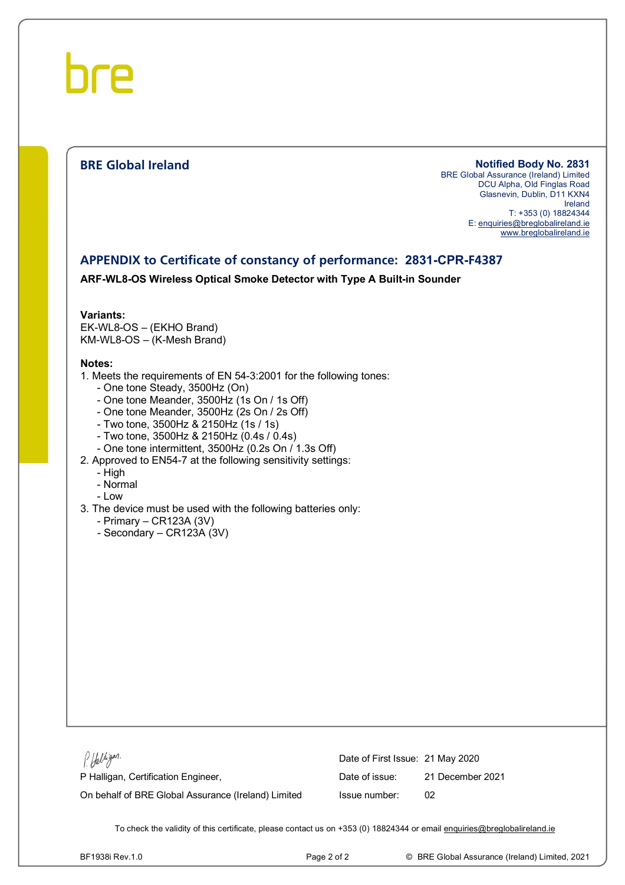bre

## BRE Global Ireland

**Notified Body No. 2831**
BRE Global Assurance (Ireland) Limited
DCU Alpha, Old Finglas Road
Glasnevin, Dublin, D11 KXN4
Ireland
T: +353 (0) 18824344
E: enquiries@breglobalireland.ie
www.breglobalireland.ie

## APPENDIX to Certificate of constancy of performance: 2831-CPR-F4387

**ARF-WL8-OS Wireless Optical Smoke Detector with Type A Built-in Sounder**

**Variants:**
EK-WL8-OS – (EKHO Brand)
KM-WL8-OS – (K-Mesh Brand)

**Notes:**

1. Meets the requirements of EN 54-3:2001 for the following tones:
   - One tone Steady, 3500Hz (On)
   - One tone Meander, 3500Hz (1s On / 1s Off)
   - One tone Meander, 3500Hz (2s On / 2s Off)
   - Two tone, 3500Hz & 2150Hz (1s / 1s)
   - Two tone, 3500Hz & 2150Hz (0.4s / 0.4s)
   - One tone intermittent, 3500Hz (0.2s On / 1.3s Off)
2. Approved to EN54-7 at the following sensitivity settings:
   - High
   - Normal
   - Low
3. The device must be used with the following batteries only:
   - Primary – CR123A (3V)
   - Secondary – CR123A (3V)

P Halligan, Certification Engineer,
On behalf of BRE Global Assurance (Ireland) Limited

| | |
|---|---|
| Date of First Issue: | 21 May 2020 |
| Date of issue: | 21 December 2021 |
| Issue number: | 02 |

To check the validity of this certificate, please contact us on +353 (0) 18824344 or email enquiries@breglobalireland.ie

BF1938i Rev.1.0

© BRE Global Assurance (Ireland) Limited, 2021